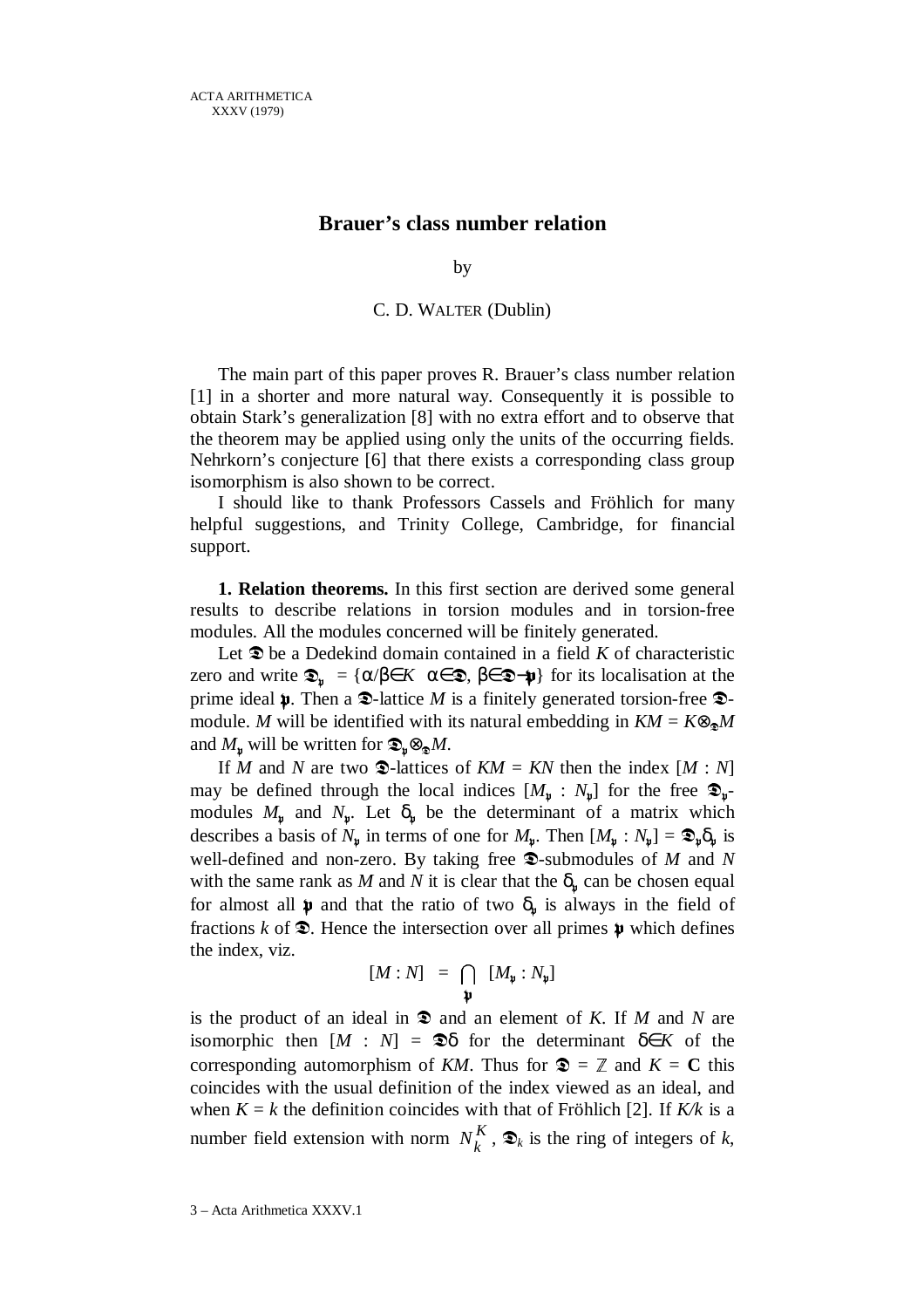# Brauer's class number relation

by

C. D. WALTER (Dublin)

The main part of this paper proves R. Brauer's class number relation [1] in a shorter and more natural way. Consequently it is possible to obtain Stark's generalization [8] with no extra effort and to observe that the theorem may be applied using only the units of the occurring fields. Nehrkorn's conjecture [6] that there exists a corresponding class group isomorphism is also shown to be correct.

I should like to thank Professors Cassels and Fröhlich for many helpful suggestions, and Trinity College, Cambridge, for financial support.

**1. Relation theorems.** In this first section are derived some general results to describe relations in torsion modules and in torsion-free modules. All the modules concerned will be finitely generated.

Let $\mathfrak{O}$ be a Dedekind domain contained in a field $K$ of characteristic zero and write $\mathfrak{O}_{\mathfrak{p}} = \{\alpha/\beta \in K \ \ \alpha \in \mathfrak{O},\ \beta \in \mathfrak{O}-\mathfrak{p}\}$ for its localisation at the prime ideal $\mathfrak{p}$. Then a $\mathfrak{O}$-lattice $M$ is a finitely generated torsion-free $\mathfrak{O}$-module. $M$ will be identified with its natural embedding in $KM = K\otimes_{\mathfrak{O}}M$ and $M_{\mathfrak{p}}$ will be written for $\mathfrak{O}_{\mathfrak{p}}\otimes_{\mathfrak{O}}M$.

If $M$ and $N$ are two $\mathfrak{O}$-lattices of $KM = KN$ then the index $[M : N]$ may be defined through the local indices $[M_{\mathfrak{p}} : N_{\mathfrak{p}}]$ for the free $\mathfrak{O}_{\mathfrak{p}}$-modules $M_{\mathfrak{p}}$ and $N_{\mathfrak{p}}$. Let $\delta_{\mathfrak{p}}$ be the determinant of a matrix which describes a basis of $N_{\mathfrak{p}}$ in terms of one for $M_{\mathfrak{p}}$. Then $[M_{\mathfrak{p}} : N_{\mathfrak{p}}] = \mathfrak{O}_{\mathfrak{p}}\delta_{\mathfrak{p}}$ is well-defined and non-zero. By taking free $\mathfrak{O}$-submodules of $M$ and $N$ with the same rank as $M$ and $N$ it is clear that the $\delta_{\mathfrak{p}}$ can be chosen equal for almost all $\mathfrak{p}$ and that the ratio of two $\delta_{\mathfrak{p}}$ is always in the field of fractions $k$ of $\mathfrak{O}$. Hence the intersection over all primes $\mathfrak{p}$ which defines the index, viz.

$$[M : N] = \bigcap_{\mathfrak{p}} [M_{\mathfrak{p}} : N_{\mathfrak{p}}]$$

is the product of an ideal in $\mathfrak{O}$ and an element of $K$. If $M$ and $N$ are isomorphic then $[M : N] = \mathfrak{O}\delta$ for the determinant $\delta \in K$ of the corresponding automorphism of $KM$. Thus for $\mathfrak{O} = \mathbb{Z}$ and $K = \mathbf{C}$ this coincides with the usual definition of the index viewed as an ideal, and when $K = k$ the definition coincides with that of Fröhlich [2]. If $K/k$ is a number field extension with norm $N_k^K$, $\mathfrak{O}_k$ is the ring of integers of $k$,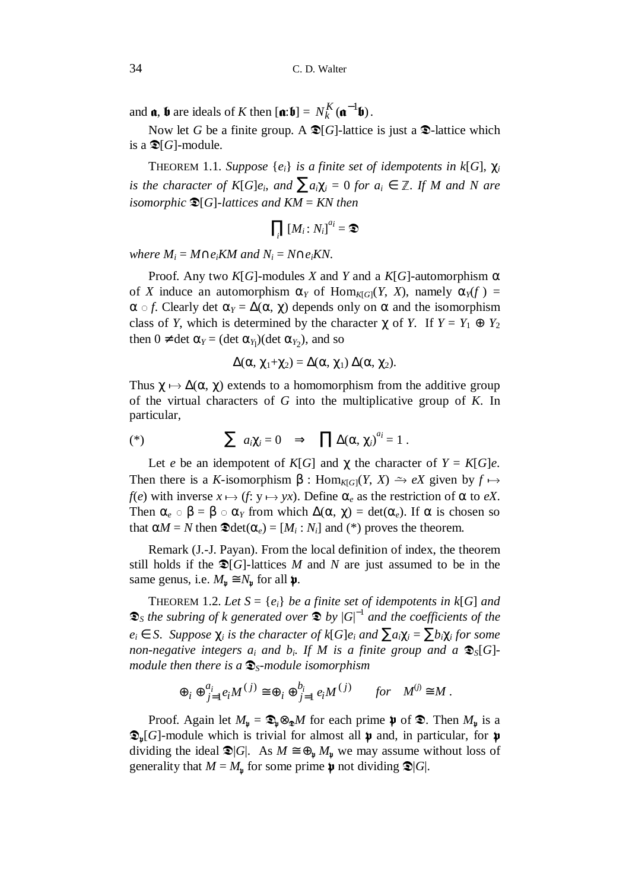and $\mathfrak{a}$, $\mathfrak{b}$ are ideals of $K$ then $[\mathfrak{a}:\mathfrak{b}] = N_k^K(\mathfrak{a}^{-1}\mathfrak{b})$.

Now let $G$ be a finite group. A $\mathfrak{O}[G]$-lattice is just a $\mathfrak{O}$-lattice which is a $\mathfrak{O}[G]$-module.

THEOREM 1.1. *Suppose* $\{e_i\}$ *is a finite set of idempotents in* $k[G]$, $\chi_i$ *is the character of* $K[G]e_i$, *and* $\sum a_i\chi_i = 0$ *for* $a_i \in \mathbb{Z}$. *If* $M$ *and* $N$ *are isomorphic* $\mathfrak{O}[G]$-*lattices and* $KM = KN$ *then*

$$\prod_i [M_i : N_i]^{a_i} = \mathfrak{O}$$

*where* $M_i = M \cap e_iKM$ *and* $N_i = N \cap e_iKN$.

Proof. Any two $K[G]$-modules $X$ and $Y$ and a $K[G]$-automorphism $\alpha$ of $X$ induce an automorphism $\alpha_Y$ of $\mathrm{Hom}_{K[G]}(Y, X)$, namely $\alpha_Y(f) = \alpha \circ f$. Clearly $\det \alpha_Y = \Delta(\alpha, \chi)$ depends only on $\alpha$ and the isomorphism class of $Y$, which is determined by the character $\chi$ of $Y$. If $Y = Y_1 \oplus Y_2$ then $0 \neq \det \alpha_Y = (\det \alpha_{Y_1})(\det \alpha_{Y_2})$, and so

$$\Delta(\alpha, \chi_1+\chi_2) = \Delta(\alpha, \chi_1)\, \Delta(\alpha, \chi_2).$$

Thus $\chi \mapsto \Delta(\alpha, \chi)$ extends to a homomorphism from the additive group of the virtual characters of $G$ into the multiplicative group of $K$. In particular,

$$(*) \qquad \sum a_i\chi_i = 0 \quad \Rightarrow \quad \prod \Delta(\alpha, \chi_i)^{a_i} = 1 .$$

Let $e$ be an idempotent of $K[G]$ and $\chi$ the character of $Y = K[G]e$. Then there is a $K$-isomorphism $\beta : \mathrm{Hom}_{K[G]}(Y, X) \xrightarrow{\sim} eX$ given by $f \mapsto f(e)$ with inverse $x \mapsto (f\colon y \mapsto yx)$. Define $\alpha_e$ as the restriction of $\alpha$ to $eX$. Then $\alpha_e \circ \beta = \beta \circ \alpha_Y$ from which $\Delta(\alpha, \chi) = \det(\alpha_e)$. If $\alpha$ is chosen so that $\alpha M = N$ then $\mathfrak{O}\det(\alpha_e) = [M_i : N_i]$ and (*) proves the theorem.

Remark (J.-J. Payan). From the local definition of index, the theorem still holds if the $\mathfrak{O}[G]$-lattices $M$ and $N$ are just assumed to be in the same genus, i.e. $M_\mathfrak{p} \cong N_\mathfrak{p}$ for all $\mathfrak{p}$.

THEOREM 1.2. *Let* $S = \{e_i\}$ *be a finite set of idempotents in* $k[G]$ *and* $\mathfrak{O}_S$ *the subring of* $k$ *generated over* $\mathfrak{O}$ *by* $|G|^{-1}$ *and the coefficients of the* $e_i \in S$. *Suppose* $\chi_i$ *is the character of* $k[G]e_i$ *and* $\sum a_i\chi_i = \sum b_i\chi_i$ *for some non-negative integers* $a_i$ *and* $b_i$. *If* $M$ *is a finite group and a* $\mathfrak{O}_S[G]$-*module then there is a* $\mathfrak{O}_S$-*module isomorphism*

$$\oplus_i \oplus_{j=1}^{a_i} e_iM^{(j)} \cong \oplus_i \oplus_{j=1}^{b_i} e_iM^{(j)} \qquad \textit{for} \quad M^{(j)} \cong M .$$

Proof. Again let $M_\mathfrak{p} = \mathfrak{O}_\mathfrak{p} \otimes_\mathfrak{O} M$ for each prime $\mathfrak{p}$ of $\mathfrak{O}$. Then $M_\mathfrak{p}$ is a $\mathfrak{O}_\mathfrak{p}[G]$-module which is trivial for almost all $\mathfrak{p}$ and, in particular, for $\mathfrak{p}$ dividing the ideal $\mathfrak{O}|G|$. As $M \cong \oplus_\mathfrak{p} M_\mathfrak{p}$ we may assume without loss of generality that $M = M_\mathfrak{p}$ for some prime $\mathfrak{p}$ not dividing $\mathfrak{O}|G|$.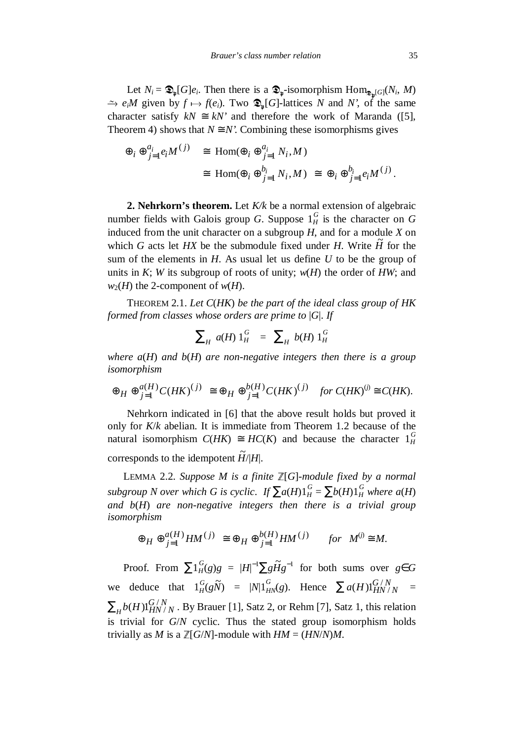Let $N_i = \mathfrak{O}_\mathfrak{p}[G]e_i$. Then there is a $\mathfrak{O}_\mathfrak{p}$-isomorphism $\mathrm{Hom}_{\mathfrak{O}_\mathfrak{p}[G]}(N_i, M) \xrightarrow{\sim} e_iM$ given by $f \mapsto f(e_i)$. Two $\mathfrak{O}_\mathfrak{p}[G]$-lattices $N$ and $N'$, of the same character satisfy $kN \cong kN'$ and therefore the work of Maranda ([5], Theorem 4) shows that $N \cong N'$. Combining these isomorphisms gives

$$\begin{aligned}\oplus_i \oplus_{j=1}^{a_i} e_i M^{(j)} &\cong \mathrm{Hom}(\oplus_i \oplus_{j=1}^{a_i} N_i, M) \\ &\cong \mathrm{Hom}(\oplus_i \oplus_{j=1}^{b_i} N_i, M) \cong \oplus_i \oplus_{j=1}^{b_i} e_i M^{(j)}.\end{aligned}$$

**2. Nehrkorn's theorem.** Let $K/k$ be a normal extension of algebraic number fields with Galois group $G$. Suppose $1_H^G$ is the character on $G$ induced from the unit character on a subgroup $H$, and for a module $X$ on which $G$ acts let $HX$ be the submodule fixed under $H$. Write $\widetilde{H}$ for the sum of the elements in $H$. As usual let us define $U$ to be the group of units in $K$; $W$ its subgroup of roots of unity; $w(H)$ the order of $HW$; and $w_2(H)$ the 2-component of $w(H)$.

THEOREM 2.1. *Let $C(HK)$ be the part of the ideal class group of $HK$ formed from classes whose orders are prime to $|G|$. If*

$$\sum_H a(H)\, 1_H^G = \sum_H b(H)\, 1_H^G$$

*where $a(H)$ and $b(H)$ are non-negative integers then there is a group isomorphism*

$$\oplus_H \oplus_{j=1}^{a(H)} C(HK)^{(j)} \cong \oplus_H \oplus_{j=1}^{b(H)} C(HK)^{(j)} \quad \textit{for } C(HK)^{(j)} \cong C(HK).$$

Nehrkorn indicated in [6] that the above result holds but proved it only for $K/k$ abelian. It is immediate from Theorem 1.2 because of the natural isomorphism $C(HK) \cong HC(K)$ and because the character $1_H^G$ corresponds to the idempotent $\widetilde{H}/|H|$.

LEMMA 2.2. *Suppose $M$ is a finite $\mathbb{Z}[G]$-module fixed by a normal subgroup $N$ over which $G$ is cyclic. If $\sum a(H)1_H^G = \sum b(H)1_H^G$ where $a(H)$ and $b(H)$ are non-negative integers then there is a trivial group isomorphism*

$$\oplus_H \oplus_{j=1}^{a(H)} HM^{(j)} \cong \oplus_H \oplus_{j=1}^{b(H)} HM^{(j)} \qquad \textit{for} \quad M^{(j)} \cong M.$$

Proof. From $\sum 1_H^G(g)g = |H|^{-1}\sum g\widetilde{H}g^{-1}$ for both sums over $g \in G$ we deduce that $1_H^G(g\widetilde{N}) = |N|1_{HN}^G(g)$. Hence $\sum a(H)1_{HN/N}^{G/N} = \sum_H b(H)1_{HN/N}^{G/N}$. By Brauer [1], Satz 2, or Rehm [7], Satz 1, this relation is trivial for $G/N$ cyclic. Thus the stated group isomorphism holds trivially as $M$ is a $\mathbb{Z}[G/N]$-module with $HM = (HN/N)M$.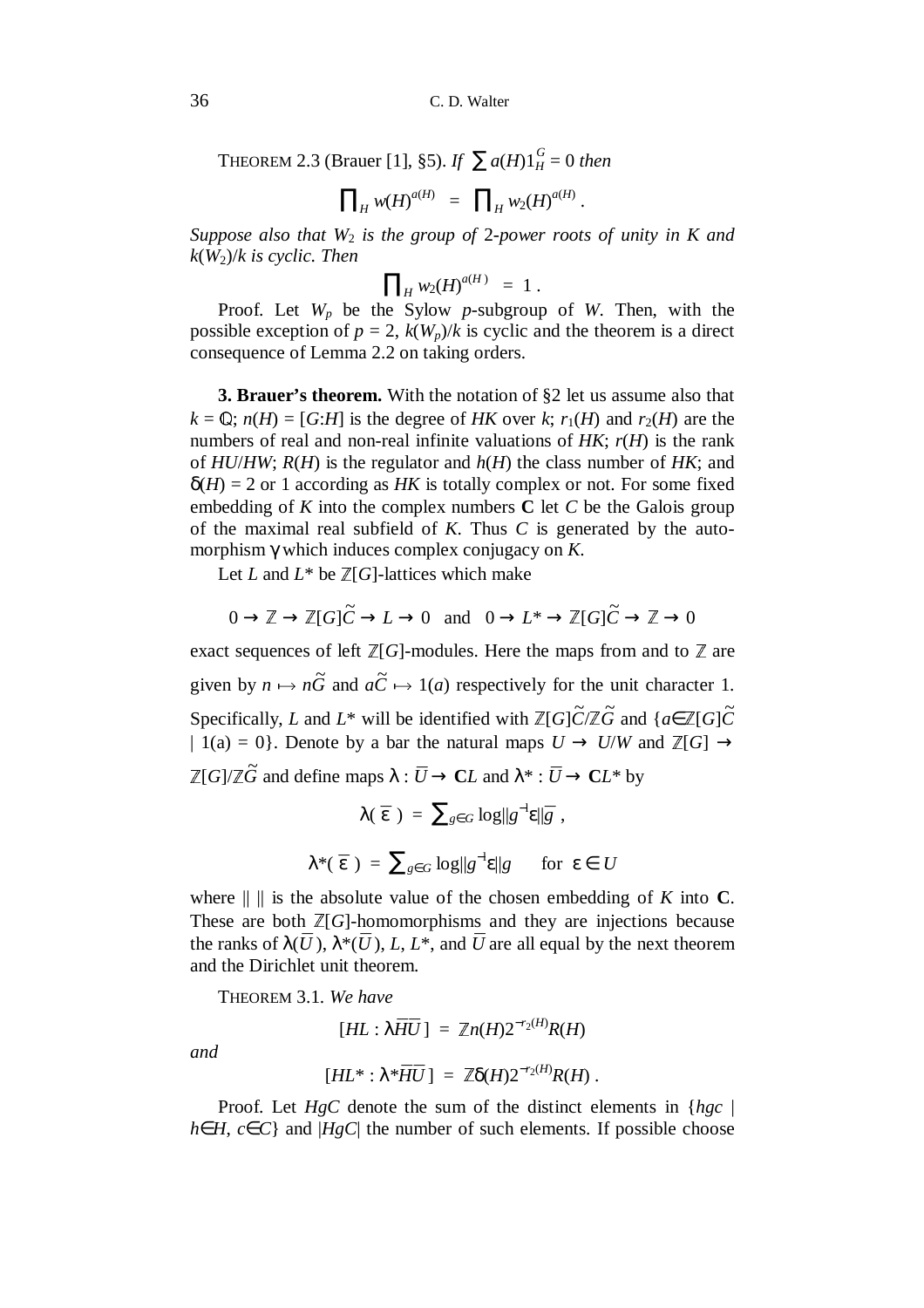THEOREM 2.3 (Brauer [1], §5). *If* $\sum a(H)1_H^G = 0$ *then*

$$\prod_H w(H)^{a(H)} \;=\; \prod_H w_2(H)^{a(H)}\,.$$

*Suppose also that* $W_2$ *is the group of* 2*-power roots of unity in* $K$ *and* $k(W_2)/k$ *is cyclic. Then*

$$\prod_H w_2(H)^{a(H)} \;=\; 1\,.$$

Proof. Let $W_p$ be the Sylow $p$-subgroup of $W$. Then, with the possible exception of $p = 2$, $k(W_p)/k$ is cyclic and the theorem is a direct consequence of Lemma 2.2 on taking orders.

**3. Brauer's theorem.** With the notation of §2 let us assume also that $k = \mathbb{Q}$; $n(H) = [G{:}H]$ is the degree of $HK$ over $k$; $r_1(H)$ and $r_2(H)$ are the numbers of real and non-real infinite valuations of $HK$; $r(H)$ is the rank of $HU/HW$; $R(H)$ is the regulator and $h(H)$ the class number of $HK$; and $\delta(H) = 2$ or 1 according as $HK$ is totally complex or not. For some fixed embedding of $K$ into the complex numbers $\mathbf{C}$ let $C$ be the Galois group of the maximal real subfield of $K$. Thus $C$ is generated by the automorphism $\gamma$ which induces complex conjugacy on $K$.

Let $L$ and $L^*$ be $\mathbb{Z}[G]$-lattices which make

$$0 \to \mathbb{Z} \to \mathbb{Z}[G]\widetilde{C} \to L \to 0 \quad \text{and} \quad 0 \to L^* \to \mathbb{Z}[G]\widetilde{C} \to \mathbb{Z} \to 0$$

exact sequences of left $\mathbb{Z}[G]$-modules. Here the maps from and to $\mathbb{Z}$ are given by $n \mapsto n\widetilde{G}$ and $a\widetilde{C} \mapsto 1(a)$ respectively for the unit character 1. Specifically, $L$ and $L^*$ will be identified with $\mathbb{Z}[G]\widetilde{C}/\mathbb{Z}\widetilde{G}$ and $\{a \in \mathbb{Z}[G]\widetilde{C} \mid 1(a) = 0\}$. Denote by a bar the natural maps $U \to U/W$ and $\mathbb{Z}[G] \to \mathbb{Z}[G]/\mathbb{Z}\widetilde{G}$ and define maps $\lambda : \overline{U} \to \mathbf{C}L$ and $\lambda^* : \overline{U} \to \mathbf{C}L^*$ by

$$\lambda(\,\overline{\varepsilon}\,) \;=\; \sum\nolimits_{g\in G} \log\|g^{-1}\varepsilon\|\overline{g}\,,$$

$$\lambda^*(\,\overline{\varepsilon}\,) \;=\; \sum\nolimits_{g\in G} \log\|g^{-1}\varepsilon\|g \qquad \text{for } \varepsilon \in U$$

where $\|\ \|$ is the absolute value of the chosen embedding of $K$ into $\mathbf{C}$. These are both $\mathbb{Z}[G]$-homomorphisms and they are injections because the ranks of $\lambda(\overline{U})$, $\lambda^*(\overline{U})$, $L$, $L^*$, and $\overline{U}$ are all equal by the next theorem and the Dirichlet unit theorem.

THEOREM 3.1. *We have*

$$[HL : \lambda\overline{HU}\,] \;=\; \mathbb{Z}n(H)2^{-r_2(H)}R(H)$$

*and*

$$[HL^* : \lambda^*\overline{HU}\,] \;=\; \mathbb{Z}\delta(H)2^{-r_2(H)}R(H)\,.$$

Proof. Let $HgC$ denote the sum of the distinct elements in $\{hgc \mid h \in H,\ c \in C\}$ and $|HgC|$ the number of such elements. If possible choose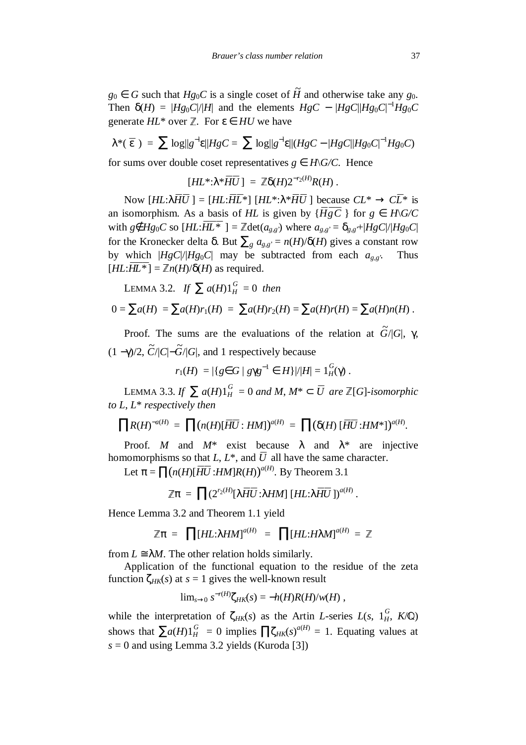$g_0 \in G$ such that $Hg_0C$ is a single coset of $\tilde{H}$ and otherwise take any $g_0$. Then $\delta(H) = |Hg_0C|/|H|$ and the elements $HgC - |HgC||Hg_0C|^{-1}Hg_0C$ generate $HL^*$ over $\mathbb{Z}$. For $\varepsilon \in HU$ we have

$$\lambda^*(\,\overline{\varepsilon}\,) = \sum \log\|g^{-1}\varepsilon\|HgC = \sum \log\|g^{-1}\varepsilon\|(HgC - |HgC||Hg_0C|^{-1}Hg_0C)$$

for sums over double coset representatives $g \in H\backslash G/C$. Hence

$$[HL^*{:}\lambda^*\overline{HU}\,] = \mathbb{Z}\delta(H)2^{-r_2(H)}R(H)\,.$$

Now $[HL{:}\lambda\overline{HU}\,] = [HL{:}\overline{HL^*}]\,[HL^*{:}\lambda^*\overline{HU}\,]$ because $CL^* \to C\overline{L}^*$ is an isomorphism. As a basis of $HL$ is given by $\{\overline{HgC}\,\}$ for $g \in H\backslash G/C$ with $g \notin Hg_0C$ so $[HL{:}\overline{HL^*}\,] = \mathbb{Z}\det(a_{g,g'})$ where $a_{g,g'} = \delta_{g,g'}+|HgC|/|Hg_0C|$ for the Kronecker delta $\delta$. But $\sum_g a_{g,g'} = n(H)/\delta(H)$ gives a constant row by which $|HgC|/|Hg_0C|$ may be subtracted from each $a_{g,g'}$. Thus $[HL{:}\overline{HL^*}] = \mathbb{Z}n(H)/\delta(H)$ as required.

LEMMA 3.2. *If* $\sum a(H)1_H^G = 0$ *then*

$$0 = \sum a(H) = \sum a(H)r_1(H) = \sum a(H)r_2(H) = \sum a(H)r(H) = \sum a(H)n(H)\,.$$

Proof. The sums are the evaluations of the relation at $\tilde{G}/|G|$, $\gamma$, $(1-\gamma)/2$, $\tilde{C}/|C|-\tilde{G}/|G|$, and 1 respectively because

$$r_1(H) = |\{g \in G \mid g\gamma g^{-1} \in H\}|/|H| = 1_H^G(\gamma)\,.$$

LEMMA 3.3. *If* $\sum a(H)1_H^G = 0$ *and* $M, M^* \subset \overline{U}$ *are* $\mathbb{Z}[G]$*-isomorphic to* $L$, $L^*$ *respectively then*

$$\prod R(H)^{-a(H)} = \prod\big(n(H)[\overline{HU} : HM]\big)^{a(H)} = \prod\big(\delta(H)\,[\overline{HU}:HM^*]\big)^{a(H)}.$$

Proof. $M$ and $M^*$ exist because $\lambda$ and $\lambda^*$ are injective homomorphisms so that $L$, $L^*$, and $\overline{U}$ all have the same character.

Let $\pi = \prod\big(n(H)[\overline{HU}:HM]R(H)\big)^{a(H)}$. By Theorem 3.1

$$\mathbb{Z}\pi = \prod(2^{r_2(H)}[\lambda\overline{HU}:\lambda HM]\,[HL{:}\lambda\overline{HU}\,])^{a(H)}\,.$$

Hence Lemma 3.2 and Theorem 1.1 yield

$$\mathbb{Z}\pi = \prod[HL{:}\lambda HM]^{a(H)} = \prod[HL{:}H\lambda M]^{a(H)} = \mathbb{Z}$$

from $L \cong \lambda M$. The other relation holds similarly.

Application of the functional equation to the residue of the zeta function $\zeta_{HK}(s)$ at $s = 1$ gives the well-known result

$$\lim_{s\to 0} s^{-r(H)}\zeta_{HK}(s) = -h(H)R(H)/w(H)\,,$$

while the interpretation of $\zeta_{HK}(s)$ as the Artin $L$-series $L(s,\, 1_H^G,\, K/\mathbb{Q})$ shows that $\sum a(H)1_H^G = 0$ implies $\prod\zeta_{HK}(s)^{a(H)} = 1$. Equating values at $s = 0$ and using Lemma 3.2 yields (Kuroda [3])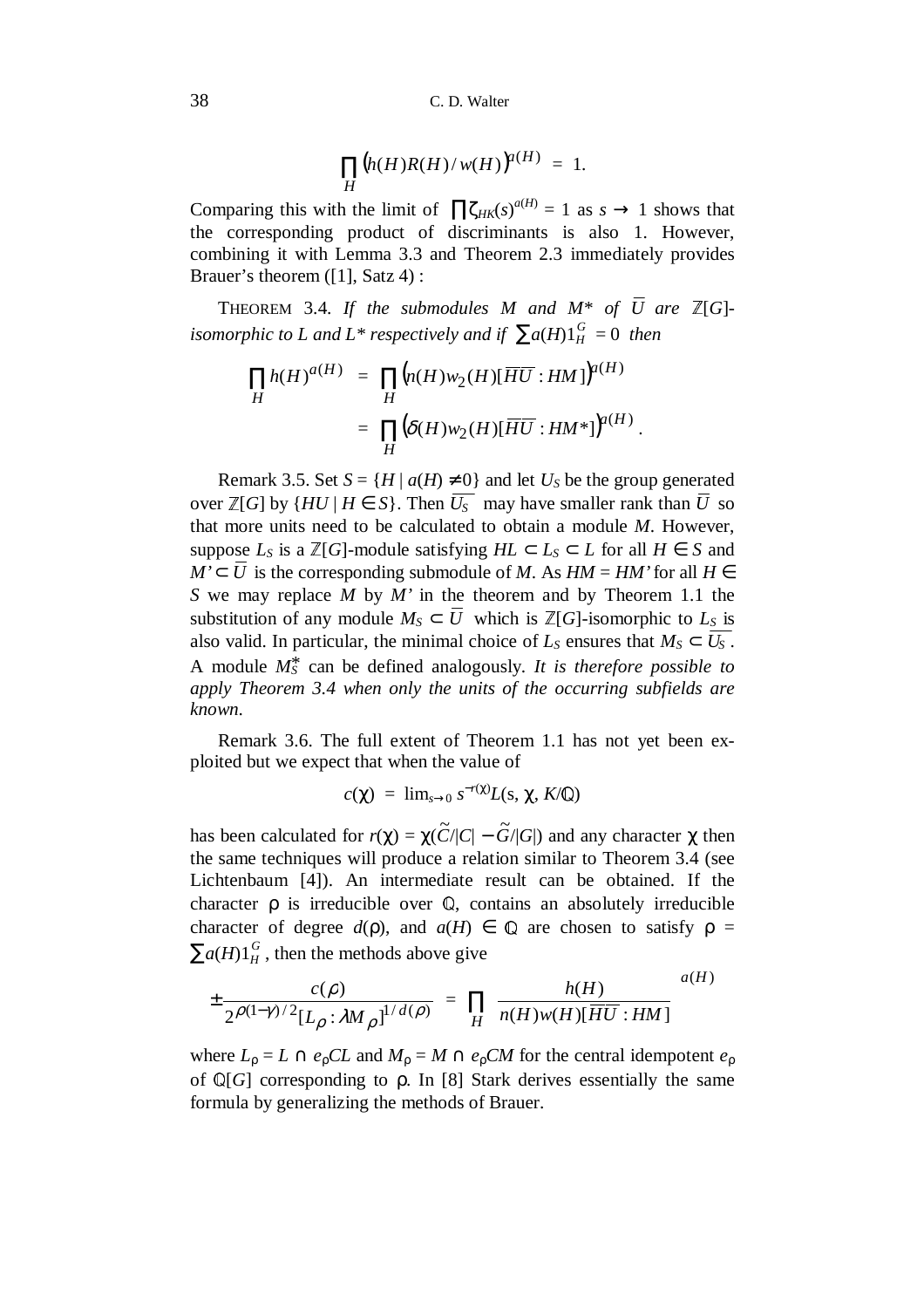$$\prod_H \left(h(H)R(H)/w(H)\right)^{a(H)} = 1.$$

Comparing this with the limit of $\prod \zeta_{HK}(s)^{a(H)} = 1$ as $s \to 1$ shows that the corresponding product of discriminants is also 1. However, combining it with Lemma 3.3 and Theorem 2.3 immediately provides Brauer's theorem ([1], Satz 4) :

THEOREM 3.4. *If the submodules $M$ and $M^*$ of $\overline{U}$ are $\mathbb{Z}[G]$-isomorphic to $L$ and $L^*$ respectively and if $\sum a(H)1_H^G = 0$ then*

$$\prod_H h(H)^{a(H)} = \prod_H \left(n(H)w_2(H)[\overline{HU} : HM]\right)^{a(H)}$$
$$= \prod_H \left(\delta(H)w_2(H)[\overline{HU} : HM^*]\right)^{a(H)}.$$

Remark 3.5. Set $S = \{H \mid a(H) \neq 0\}$ and let $U_S$ be the group generated over $\mathbb{Z}[G]$ by $\{HU \mid H \in S\}$. Then $\overline{U_S}$ may have smaller rank than $\overline{U}$ so that more units need to be calculated to obtain a module $M$. However, suppose $L_S$ is a $\mathbb{Z}[G]$-module satisfying $HL \subset L_S \subset L$ for all $H \in S$ and $M' \subset \overline{U}$ is the corresponding submodule of $M$. As $HM = HM'$ for all $H \in S$ we may replace $M$ by $M'$ in the theorem and by Theorem 1.1 the substitution of any module $M_S \subset \overline{U}$ which is $\mathbb{Z}[G]$-isomorphic to $L_S$ is also valid. In particular, the minimal choice of $L_S$ ensures that $M_S \subset \overline{U_S}$. A module $M_S^*$ can be defined analogously. *It is therefore possible to apply Theorem 3.4 when only the units of the occurring subfields are known.*

Remark 3.6. The full extent of Theorem 1.1 has not yet been exploited but we expect that when the value of

$$c(\chi) = \lim_{s\to 0} s^{-r(\chi)}L(s, \chi, K/\mathbb{Q})$$

has been calculated for $r(\chi) = \chi(\tilde{C}/|C| - \tilde{G}/|G|)$ and any character $\chi$ then the same techniques will produce a relation similar to Theorem 3.4 (see Lichtenbaum [4]). An intermediate result can be obtained. If the character $\rho$ is irreducible over $\mathbb{Q}$, contains an absolutely irreducible character of degree $d(\rho)$, and $a(H) \in \mathbb{Q}$ are chosen to satisfy $\rho = \sum a(H)1_H^G$, then the methods above give

$$\pm\frac{c(\rho)}{2^{\rho(1-\gamma)/2}[L_\rho : \lambda M_\rho]^{1/d(\rho)}} = \prod_H \left(\frac{h(H)}{n(H)w(H)[\overline{HU} : HM]}\right)^{a(H)}$$

where $L_\rho = L \cap e_\rho CL$ and $M_\rho = M \cap e_\rho CM$ for the central idempotent $e_\rho$ of $\mathbb{Q}[G]$ corresponding to $\rho$. In [8] Stark derives essentially the same formula by generalizing the methods of Brauer.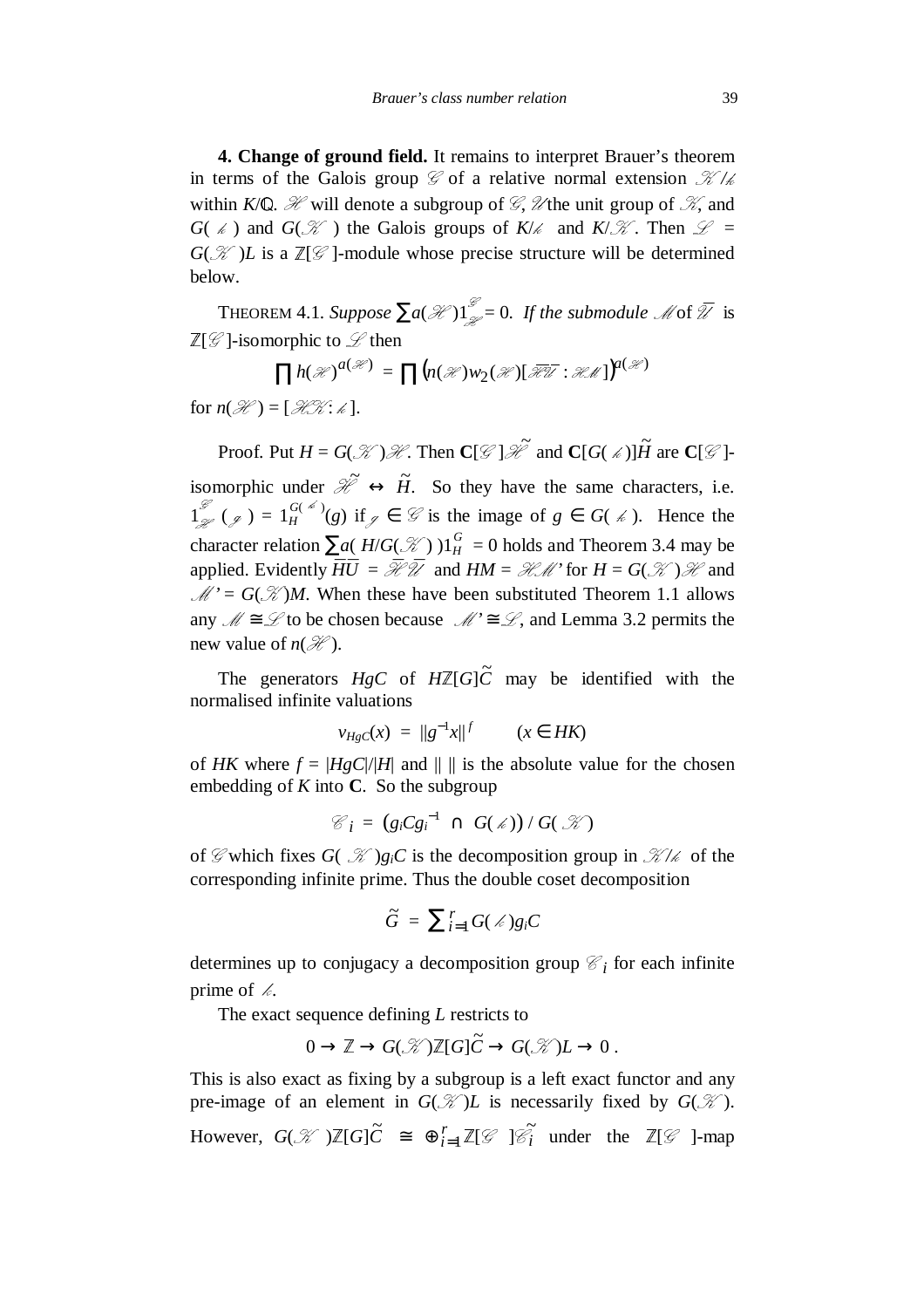**4. Change of ground field.** It remains to interpret Brauer's theorem in terms of the Galois group $\mathscr{G}$ of a relative normal extension $\mathscr{K}/k$ within $K/\mathbb{Q}$. $\mathscr{H}$ will denote a subgroup of $\mathscr{G}$, $\mathscr{U}$ the unit group of $\mathscr{K}$, and $G(k)$ and $G(\mathscr{K})$ the Galois groups of $K/k$ and $K/\mathscr{K}$. Then $\mathscr{L} = G(\mathscr{K})L$ is a $\mathbb{Z}[\mathscr{G}]$-module whose precise structure will be determined below.

THEOREM 4.1. *Suppose* $\sum a(\mathscr{H})1_{\mathscr{H}}^{\mathscr{G}} = 0$. *If the submodule* $\mathscr{M}$ of $\bar{\mathscr{U}}$ is $\mathbb{Z}[\mathscr{G}]$-isomorphic to $\mathscr{L}$ then

$$\prod h(\mathscr{H})^{a(\mathscr{H})} = \prod \left(n(\mathscr{H})w_2(\mathscr{H})[\overline{\mathscr{H}\mathscr{U}} : \mathscr{H}\mathscr{M}]\right)^{a(\mathscr{H})}$$

for $n(\mathscr{H}) = [\mathscr{H}\mathscr{K} : k]$.

Proof. Put $H = G(\mathscr{K})\mathscr{H}$. Then $\mathbf{C}[\mathscr{G}]\tilde{\mathscr{H}}$ and $\mathbf{C}[G(k)]\tilde{H}$ are $\mathbf{C}[\mathscr{G}]$-isomorphic under $\tilde{\mathscr{H}} \leftrightarrow \tilde{H}$. So they have the same characters, i.e. $1_{\mathscr{H}}^{\mathscr{G}}(\mathscr{g}) = 1_H^{G(k)}(g)$ if $\mathscr{g} \in \mathscr{G}$ is the image of $g \in G(k)$. Hence the character relation $\sum a(H/G(\mathscr{K}))1_H^G = 0$ holds and Theorem 3.4 may be applied. Evidently $\overline{HU} = \overline{\mathscr{H}\mathscr{U}}$ and $HM = \mathscr{H}\mathscr{M}'$ for $H = G(\mathscr{K})\mathscr{H}$ and $\mathscr{M}' = G(\mathscr{K})M$. When these have been substituted Theorem 1.1 allows any $\mathscr{M} \cong \mathscr{L}$ to be chosen because $\mathscr{M}' \cong \mathscr{L}$, and Lemma 3.2 permits the new value of $n(\mathscr{H})$.

The generators $HgC$ of $H\mathbb{Z}[G]\tilde{C}$ may be identified with the normalised infinite valuations

$$v_{HgC}(x) = \|g^{-1}x\|^f \qquad (x \in HK)$$

of $HK$ where $f = |HgC|/|H|$ and $\| \ \|$ is the absolute value for the chosen embedding of $K$ into $\mathbf{C}$. So the subgroup

$$\mathscr{C}_i = \left(g_iCg_i^{-1} \cap G(k)\right) / G(\mathscr{K})$$

of $\mathscr{G}$ which fixes $G(\mathscr{K})g_iC$ is the decomposition group in $\mathscr{K}/k$ of the corresponding infinite prime. Thus the double coset decomposition

$$\tilde{G} = \sum_{i=1}^{r} G(k)g_iC$$

determines up to conjugacy a decomposition group $\mathscr{C}_i$ for each infinite prime of $k$.

The exact sequence defining $L$ restricts to

$$0 \to \mathbb{Z} \to G(\mathscr{K})\mathbb{Z}[G]\tilde{C} \to G(\mathscr{K})L \to 0\,.$$

This is also exact as fixing by a subgroup is a left exact functor and any pre-image of an element in $G(\mathscr{K})L$ is necessarily fixed by $G(\mathscr{K})$. However, $G(\mathscr{K})\mathbb{Z}[G]\tilde{C} \cong \oplus_{i=1}^{r}\mathbb{Z}[\mathscr{G}]\tilde{\mathscr{C}_i}$ under the $\mathbb{Z}[\mathscr{G}]$-map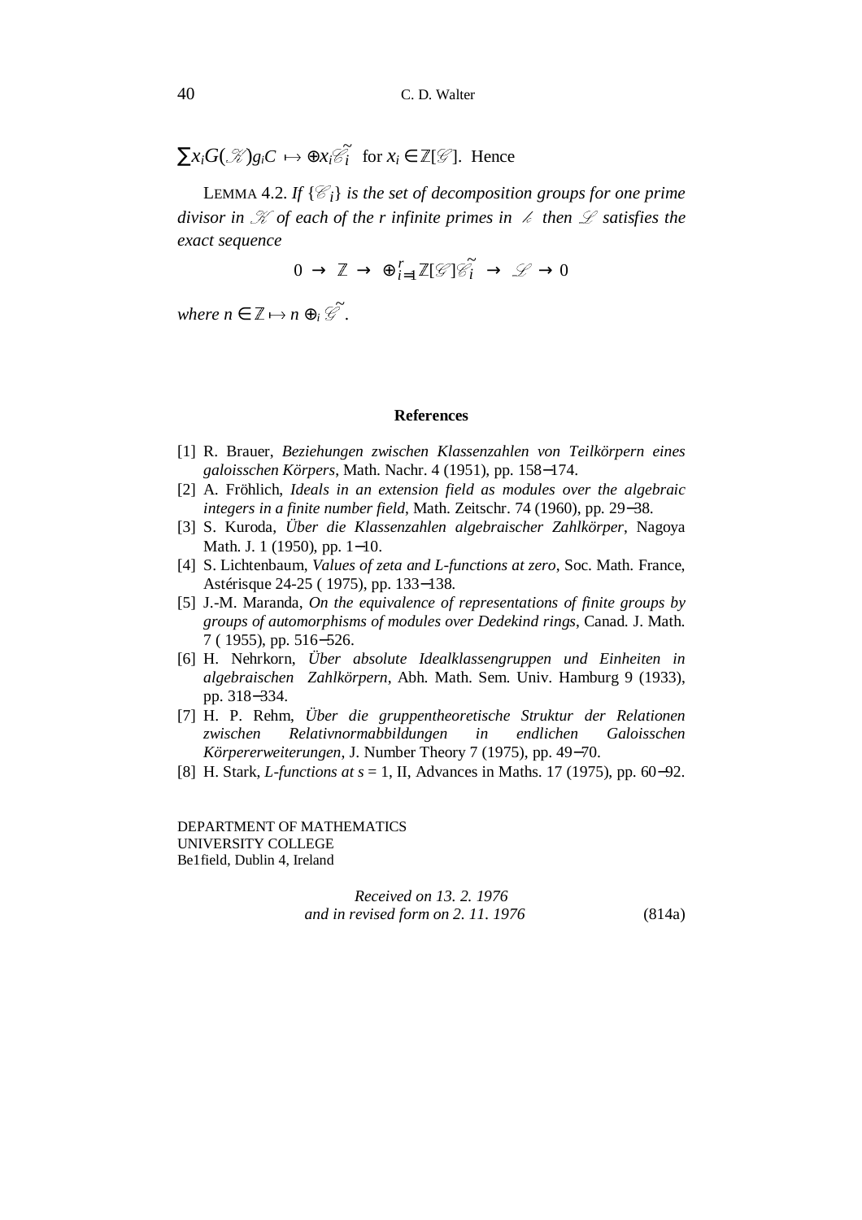$\sum x_i G(\mathscr{K}) g_i C \mapsto \oplus x_i \widetilde{\mathscr{C}_i}$ for $x_i \in \mathbb{Z}[\mathscr{G}]$. Hence

LEMMA 4.2. *If* $\{\mathscr{C}_i\}$ *is the set of decomposition groups for one prime divisor in* $\mathscr{K}$ *of each of the r infinite primes in* $k$ *then* $\mathscr{L}$ *satisfies the exact sequence*

$$0 \to \mathbb{Z} \to \oplus_{i=1}^{r} \mathbb{Z}[\mathscr{G}]\widetilde{\mathscr{C}_i} \to \mathscr{L} \to 0$$

*where* $n \in \mathbb{Z} \mapsto n \oplus_i \widetilde{\mathscr{G}}$.

## References

[1] R. Brauer, *Beziehungen zwischen Klassenzahlen von Teilkörpern eines galoisschen Körpers*, Math. Nachr. 4 (1951), pp. 158–174.

[2] A. Fröhlich, *Ideals in an extension field as modules over the algebraic integers in a finite number field*, Math. Zeitschr. 74 (1960), pp. 29–38.

[3] S. Kuroda, *Über die Klassenzahlen algebraischer Zahlkörper*, Nagoya Math. J. 1 (1950), pp. 1–10.

[4] S. Lichtenbaum, *Values of zeta and L-functions at zero*, Soc. Math. France, Astérisque 24-25 ( 1975), pp. 133–138.

[5] J.-M. Maranda, *On the equivalence of representations of finite groups by groups of automorphisms of modules over Dedekind rings*, Canad. J. Math. 7 ( 1955), pp. 516–526.

[6] H. Nehrkorn, *Über absolute Idealklassengruppen und Einheiten in algebraischen Zahlkörpern*, Abh. Math. Sem. Univ. Hamburg 9 (1933), pp. 318–334.

[7] H. P. Rehm, *Über die gruppentheoretische Struktur der Relationen zwischen Relativnormabbildungen in endlichen Galoisschen Körpererweiterungen*, J. Number Theory 7 (1975), pp. 49–70.

[8] H. Stark, *L-functions at s* = 1, II, Advances in Maths. 17 (1975), pp. 60–92.

DEPARTMENT OF MATHEMATICS
UNIVERSITY COLLEGE
Be1field, Dublin 4, Ireland

*Received on 13. 2. 1976*
*and in revised form on 2. 11. 1976* (814a)